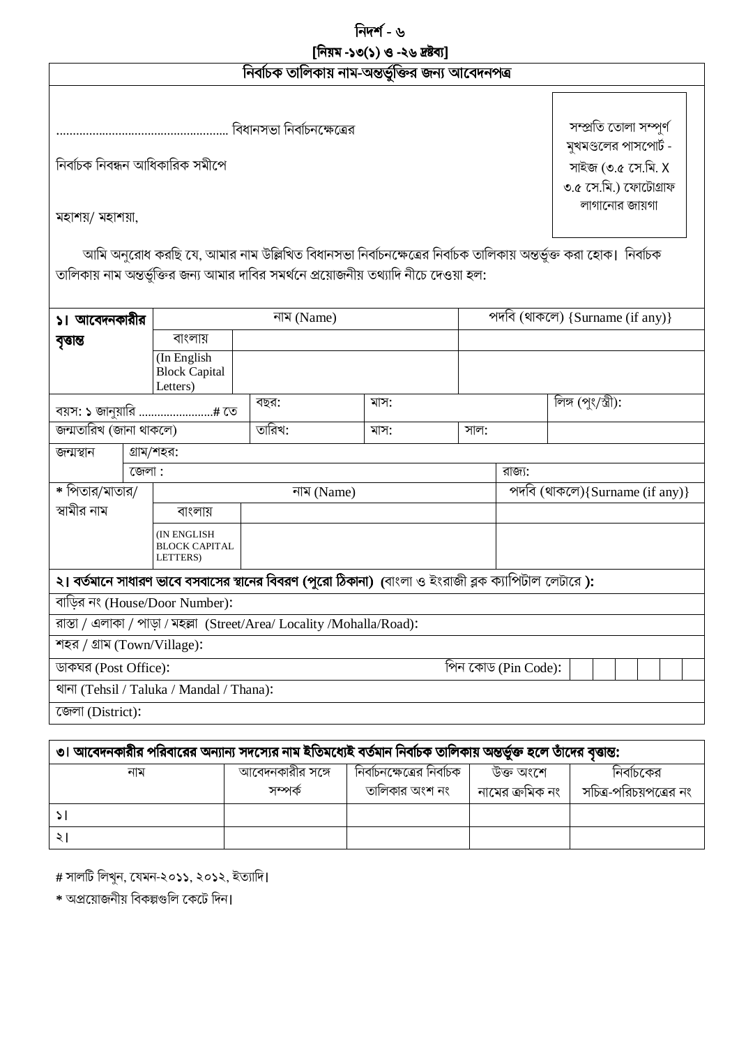# নিদর্শ - ৬

**[নিয়ম -১৩(১) ও -২৬ দ্রষ্টব্য]**

## নির্বাচক তালিকায় নাম-অন্তর্ভুক্তির জন্য আবেদনপত্র

.................................................... বিধানসভা নির্বাচনক্ষেত্রের

নির্বাচক নিবন্ধন আধিকারিক সমীপে

মহাশয়/ মহাশয়া,

সম্প্রতি তোলা সম্পূর্ণ মুখমণ্ডলের পাসপোর্ট - সাইজ (৩.৫ সে.মি. X ৩.৫ সে.মি.) ফোটোগ্রাফ লাগানোর জায়গা

আমি অনুরোধ করছি যে, আমার নাম উল্লিখিত বিধানসভা নির্বাচনক্ষেত্রের নির্বাচক তালিকায় অন্তর্ভুক্ত করা হোক। নির্বাচক তালিকায় নাম অন্তর্ভুক্তির জন্য আমার দাবির সমর্থনে প্রয়োজনীয় তথ্যাদি নীচে দেওয়া হল:

| **১। আবেদনকারীর বৃত্তান্ত** | | নাম (Name) | | পদবি (থাকলে) {Surname (if any)} |
|---|---|---|---|---|
| | বাংলায় | | | |
| | (In English Block Capital Letters) | | | |

| বয়স: ১ জানুয়ারি ........................# তে | বছর: | মাস: | | লিঙ্গ (পুং/স্ত্রী): |
|---|---|---|---|---|
| জন্মতারিখ (জানা থাকলে) | তারিখ: | মাস: | সাল: | |

| জন্মস্থান | গ্রাম/শহর: | |
|---|---|---|
| | জেলা : | রাজ্য: |

| * পিতার/মাতার/ স্বামীর নাম | | নাম (Name) | পদবি (থাকলে){Surname (if any)} |
|---|---|---|---|
| | বাংলায় | | |
| | (IN ENGLISH BLOCK CAPITAL LETTERS) | | |

**২। বর্তমানে সাধারণ ভাবে বসবাসের স্থানের বিবরণ (পুরো ঠিকানা) (বাংলা ও ইংরাজী ব্লক ক্যাপিটাল লেটারে ):**

| | |
|---|---|
| বাড়ির নং (House/Door Number): | |
| রাস্তা / এলাকা / পাড়া / মহল্লা (Street/Area/ Locality /Mohalla/Road): | |
| শহর / গ্রাম (Town/Village): | |
| ডাকঘর (Post Office): | পিন কোড (Pin Code): |
| থানা (Tehsil / Taluka / Mandal / Thana): | |
| জেলা (District): | |

**৩। আবেদনকারীর পরিবারের অন্যান্য সদস্যের নাম ইতিমধ্যেই বর্তমান নির্বাচক তালিকায় অন্তর্ভুক্ত হলে তাঁদের বৃত্তান্ত:**

| নাম | আবেদনকারীর সঙ্গে সম্পর্ক | নির্বাচনক্ষেত্রের নির্বাচক তালিকার অংশ নং | উক্ত অংশে নামের ক্রমিক নং | নির্বাচকের সচিত্র-পরিচয়পত্রের নং |
|---|---|---|---|---|
| ১। | | | | |
| ২। | | | | |

# সালটি লিখুন, যেমন-২০১১, ২০১২, ইত্যাদি।

* অপ্রয়োজনীয় বিকল্পগুলি কেটে দিন।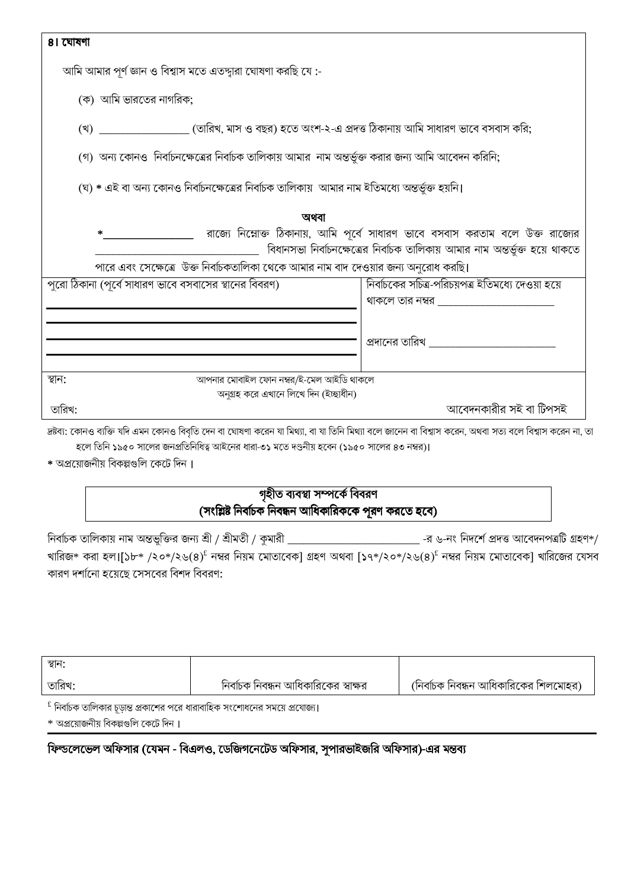## ৪। ঘোষণা

আমি আমার পূর্ণ জ্ঞান ও বিশ্বাস মতে এতদ্দ্বারা ঘোষণা করছি যে :-

(ক) আমি ভারতের নাগরিক;

(খ) _________________ (তারিখ, মাস ও বছর) হতে অংশ-২-এ প্রদত্ত ঠিকানায় আমি সাধারণ ভাবে বসবাস করি;

(গ) অন্য কোনও নির্বাচনক্ষেত্রের নির্বাচক তালিকায় আমার নাম অন্তর্ভুক্ত করার জন্য আমি আবেদন করিনি;

(ঘ) * এই বা অন্য কোনও নির্বাচনক্ষেত্রের নির্বাচক তালিকায় আমার নাম ইতিমধ্যে অন্তর্ভুক্ত হয়নি।

**অথবা**

*_________________ রাজ্যে নিম্নোক্ত ঠিকানায়, আমি পূর্বে সাধারণ ভাবে বসবাস করতাম বলে উক্ত রাজ্যের _______________________________ বিধানসভা নির্বাচনক্ষেত্রের নির্বাচক তালিকায় আমার নাম অন্তর্ভুক্ত হয়ে থাকতে পারে এবং সেক্ষেত্রে উক্ত নির্বাচকতালিকা থেকে আমার নাম বাদ দেওয়ার জন্য অনুরোধ করছি।

| পুরো ঠিকানা (পূর্বে সাধারণ ভাবে বসবাসের স্থানের বিবরণ) | নির্বাচকের সচিত্র-পরিচয়পত্র ইতিমধ্যে দেওয়া হয়ে থাকলে তার নম্বর ______________________ |
|---|---|
| ______________________________ | |
| ______________________________ | প্রদানের তারিখ ________________________ |
| ______________________________ | |

স্থান:

আপনার মোবাইল ফোন নম্বর/ই-মেল আইডি থাকলে অনুগ্রহ করে এখানে লিখে দিন (ইচ্ছাধীন)

তারিখ:

আবেদনকারীর সই বা টিপসই

দ্রষ্টব্য: কোনও ব্যক্তি যদি এমন কোনও বিবৃতি দেন বা ঘোষণা করেন যা মিথ্যা, বা যা তিনি মিথ্যা বলে জানেন বা বিশ্বাস করেন, অথবা সত্য বলে বিশ্বাস করেন না, তা হলে তিনি ১৯৫০ সালের জনপ্রতিনিধিত্ব আইনের ধারা-৩১ মতে দণ্ডনীয় হবেন (১৯৫০ সালের ৪৩ নম্বর)।

* অপ্রয়োজনীয় বিকল্পগুলি কেটে দিন ।

## গৃহীত ব্যবস্থা সম্পর্কে বিবরণ
## (সংশ্লিষ্ট নির্বাচক নিবন্ধন আধিকারিককে পূরণ করতে হবে)

নির্বাচক তালিকায় নাম অন্তর্ভুক্তির জন্য শ্রী / শ্রীমতী / কুমারী ________________________ -র ৬-নং নিদর্শে প্রদত্ত আবেদনপত্রটি গ্রহণ*/ খারিজ* করা হল।[১৮* /২০*/২৬(৪)[£] নম্বর নিয়ম মোতাবেক] গ্রহণ অথবা [১৭*/২০*/২৬(৪)[£] নম্বর নিয়ম মোতাবেক] খারিজের যেসব কারণ দর্শানো হয়েছে সেসবের বিশদ বিবরণ:

| স্থান: | | |
|---|---|---|
| তারিখ: | নির্বাচক নিবন্ধন আধিকারিকের স্বাক্ষর | (নির্বাচক নিবন্ধন আধিকারিকের শিলমোহর) |

[£] নির্বাচক তালিকার চূড়ান্ত প্রকাশের পরে ধারাবাহিক সংশোধনের সময়ে প্রযোজ্য।

* অপ্রয়োজনীয় বিকল্পগুলি কেটে দিন ।

### ফিল্ডলেভেল অফিসার (যেমন - বিএলও, ডেজিগনেটেড অফিসার, সুপারভাইজরি অফিসার)-এর মন্তব্য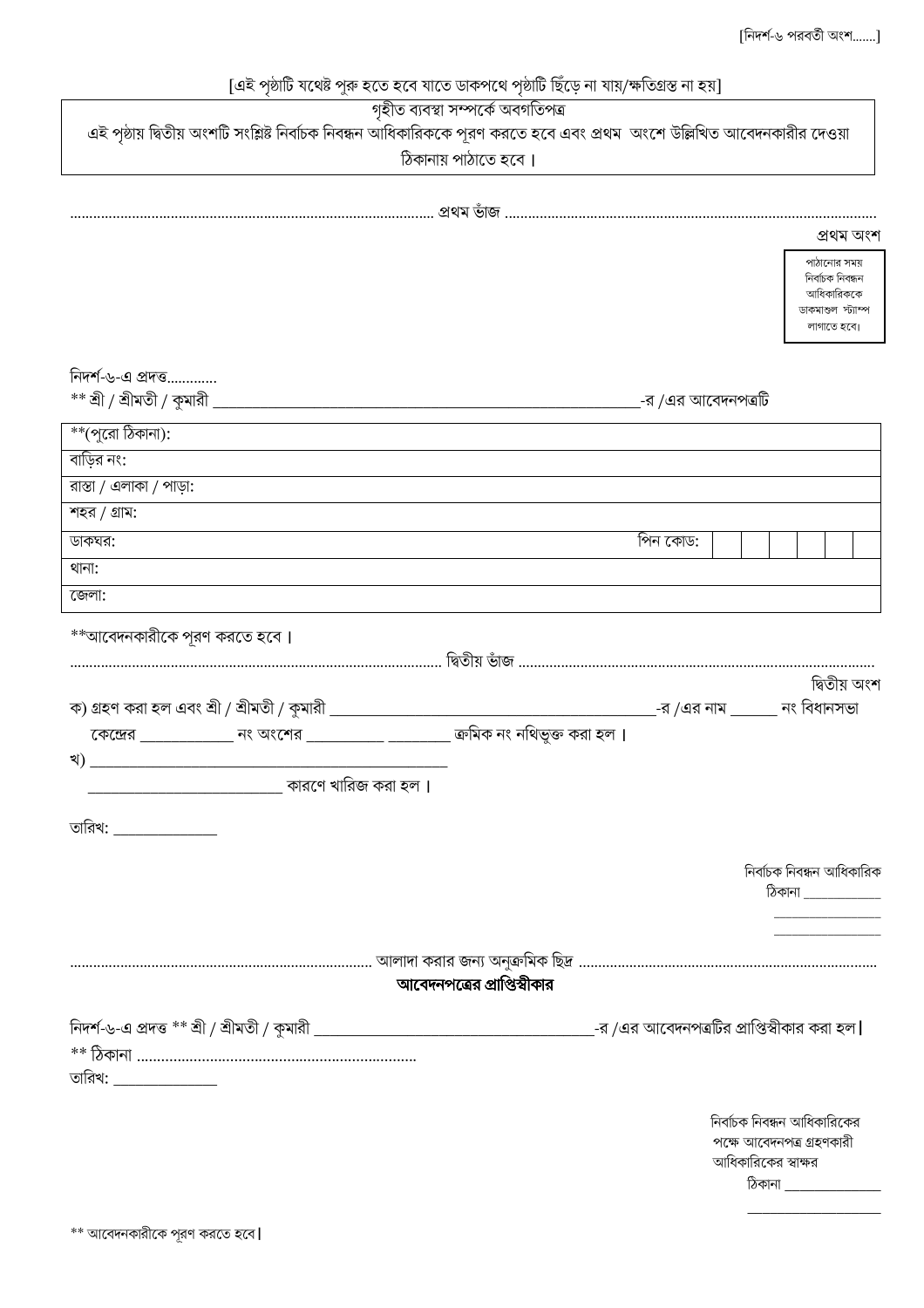[নিদর্শ-৬ পরবর্তী অংশ.......]

[এই পৃষ্ঠাটি যথেষ্ট পুরু হতে হবে যাতে ডাকপথে পৃষ্ঠাটি ছিঁড়ে না যায়/ক্ষতিগ্রস্ত না হয়]

| গৃহীত ব্যবস্থা সম্পর্কে অবগতিপত্র<br>এই পৃষ্ঠায় দ্বিতীয় অংশটি সংশ্লিষ্ট নির্বাচক নিবন্ধন আধিকারিককে পূরণ করতে হবে এবং প্রথম অংশে উল্লিখিত আবেদনকারীর দেওয়া ঠিকানায় পাঠাতে হবে। |
|---|

............................................................................................. প্রথম ভাঁজ .............................................................................................

প্রথম অংশ

| পাঠানোর সময় নির্বাচক নিবন্ধন আধিকারিককে ডাকমাশুল স্ট্যাম্প লাগাতে হবে। |
|---|

নিদর্শ-৬-এ প্রদত্ত............

** শ্রী / শ্রীমতী / কুমারী ____________________________________________-র /এর আবেদনপত্রটি

| **(পুরো ঠিকানা): | | | | | | | |
|---|---|---|---|---|---|---|---|
| বাড়ির নং: | | | | | | | |
| রাস্তা / এলাকা / পাড়া: | | | | | | | |
| শহর / গ্রাম: | | | | | | | |
| ডাকঘর: পিন কোড: | | | | | | | |
| থানা: | | | | | | | |
| জেলা: | | | | | | | |

**আবেদনকারীকে পূরণ করতে হবে।

............................................................................................. দ্বিতীয় ভাঁজ .............................................................................................

দ্বিতীয় অংশ

ক) গ্রহণ করা হল এবং শ্রী / শ্রীমতী / কুমারী ________________________________-র /এর নাম ______ নং বিধানসভা কেন্দ্রের ____________ নং অংশের __________ ________ ক্রমিক নং নথিভুক্ত করা হল।

খ) ____________________________________________

____________________________ কারণে খারিজ করা হল।

তারিখ: _____________

নির্বাচক নিবন্ধন আধিকারিক
ঠিকানা ____________
________________
________________

............................................................................ আলাদা করার জন্য অনুক্রমিক ছিদ্র ............................................................................

**আবেদনপত্রের প্রাপ্তিস্বীকার**

নিদর্শ-৬-এ প্রদত্ত ** শ্রী / শ্রীমতী / কুমারী ________________________________-র /এর আবেদনপত্রটির প্রাপ্তিস্বীকার করা হল।

** ঠিকানা ......................................................................

তারিখ: _____________

নির্বাচক নিবন্ধন আধিকারিকের পক্ষে আবেদনপত্র গ্রহণকারী আধিকারিকের স্বাক্ষর
ঠিকানা ______________
____________________

** আবেদনকারীকে পূরণ করতে হবে।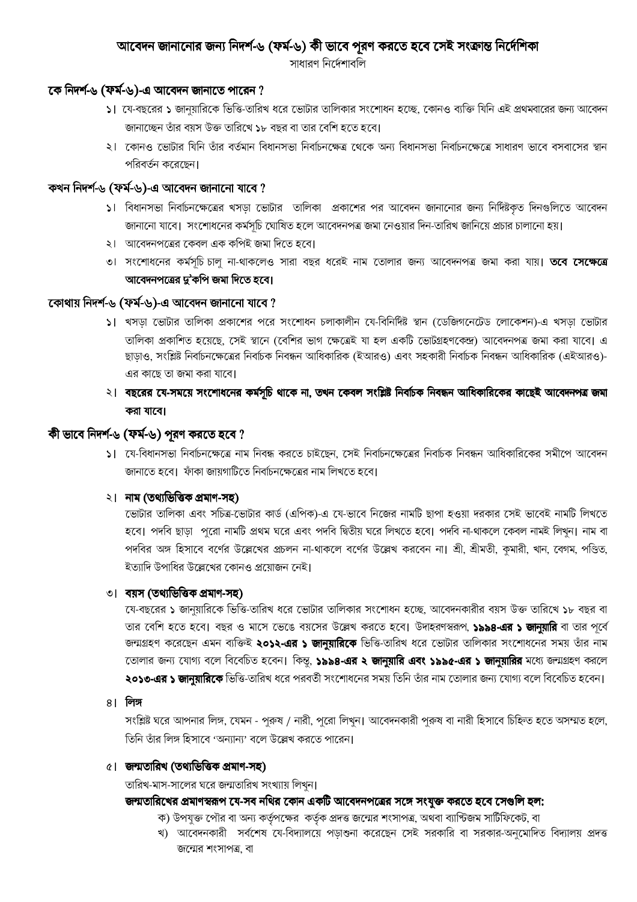# আবেদন জানানোর জন্য নিদর্শ-৬ (ফর্ম-৬) কী ভাবে পূরণ করতে হবে সেই সংক্রান্ত নির্দেশিকা

সাধারণ নির্দেশাবলি

## কে নিদর্শ-৬ (ফর্ম-৬)-এ আবেদন জানাতে পারেন ?

১। যে-বছরের ১ জানুয়ারিকে ভিত্তি-তারিখ ধরে ভোটার তালিকার সংশোধন হচ্ছে, কোনও ব্যক্তি যিনি এই প্রথমবারের জন্য আবেদন জানাচ্ছেন তাঁর বয়স উক্ত তারিখে ১৮ বছর বা তার বেশি হতে হবে।

২। কোনও ভোটার যিনি তাঁর বর্তমান বিধানসভা নির্বাচনক্ষেত্র থেকে অন্য বিধানসভা নির্বাচনক্ষেত্রে সাধারণ ভাবে বসবাসের স্থান পরিবর্তন করেছেন।

## কখন নিদর্শ-৬ (ফর্ম-৬)-এ আবেদন জানানো যাবে ?

১। বিধানসভা নির্বাচনক্ষেত্রের খসড়া ভোটার তালিকা প্রকাশের পর আবেদন জানানোর জন্য নির্দিষ্টকৃত দিনগুলিতে আবেদন জানানো যাবে। সংশোধনের কর্মসূচি ঘোষিত হলে আবেদনপত্র জমা নেওয়ার দিন-তারিখ জানিয়ে প্রচার চালানো হয়।

২। আবেদনপত্রের কেবল এক কপিই জমা দিতে হবে।

৩। সংশোধনের কর্মসূচি চালু না-থাকলেও সারা বছর ধরেই নাম তোলার জন্য আবেদনপত্র জমা করা যায়। **তবে সেক্ষেত্রে আবেদনপত্রের দু'কপি জমা দিতে হবে।**

## কোথায় নিদর্শ-৬ (ফর্ম-৬)-এ আবেদন জানানো যাবে ?

১। খসড়া ভোটার তালিকা প্রকাশের পরে সংশোধন চলাকালীন যে-বিনির্দিষ্ট স্থান (ডেজিগনেটেড লোকেশন)-এ খসড়া ভোটার তালিকা প্রকাশিত হয়েছে, সেই স্থানে (বেশির ভাগ ক্ষেত্রেই যা হল একটি ভোটগ্রহণকেন্দ্র) আবেদনপত্র জমা করা যাবে। এ ছাড়াও, সংশ্লিষ্ট নির্বাচনক্ষেত্রের নির্বাচক নিবন্ধন আধিকারিক (ইআরও) এবং সহকারী নির্বাচক নিবন্ধন আধিকারিক (এইআরও)-এর কাছে তা জমা করা যাবে।

২। **বছরের যে-সময়ে সংশোধনের কর্মসূচি থাকে না, তখন কেবল সংশ্লিষ্ট নির্বাচক নিবন্ধন আধিকারিকের কাছেই আবেদনপত্র জমা করা যাবে।**

## কী ভাবে নিদর্শ-৬ (ফর্ম-৬) পূরণ করতে হবে ?

১। যে-বিধানসভা নির্বাচনক্ষেত্রে নাম নিবন্ধ করতে চাইছেন, সেই নির্বাচনক্ষেত্রের নির্বাচক নিবন্ধন আধিকারিকের সমীপে আবেদন জানাতে হবে। ফাঁকা জায়গাটিতে নির্বাচনক্ষেত্রের নাম লিখতে হবে।

২। **নাম (তথ্যভিত্তিক প্রমাণ-সহ)**

ভোটার তালিকা এবং সচিত্র-ভোটার কার্ড (এপিক)-এ যে-ভাবে নিজের নামটি ছাপা হওয়া দরকার সেই ভাবেই নামটি লিখতে হবে। পদবি ছাড়া পুরো নামটি প্রথম ঘরে এবং পদবি দ্বিতীয় ঘরে লিখতে হবে। পদবি না-থাকলে কেবল নামই লিখুন। নাম বা পদবির অঙ্গ হিসাবে বর্ণের উল্লেখের প্রচলন না-থাকলে বর্ণের উল্লেখ করবেন না। শ্রী, শ্রীমতী, কুমারী, খান, বেগম, পণ্ডিত, ইত্যাদি উপাধির উল্লেখের কোনও প্রয়োজন নেই।

৩। **বয়স (তথ্যভিত্তিক প্রমাণ-সহ)**

যে-বছরের ১ জানুয়ারিকে ভিত্তি-তারিখ ধরে ভোটার তালিকার সংশোধন হচ্ছে, আবেদনকারীর বয়স উক্ত তারিখে ১৮ বছর বা তার বেশি হতে হবে। বছর ও মাসে ভেঙে বয়সের উল্লেখ করতে হবে। উদাহরণস্বরূপ, **১৯৯৪-এর ১ জানুয়ারি** বা তার পূর্বে জন্মগ্রহণ করেছেন এমন ব্যক্তিই **২০১২-এর ১ জানুয়ারিকে** ভিত্তি-তারিখ ধরে ভোটার তালিকার সংশোধনের সময় তাঁর নাম তোলার জন্য যোগ্য বলে বিবেচিত হবেন। কিন্তু, **১৯৯৪-এর ২ জানুয়ারি এবং ১৯৯৫-এর ১ জানুয়ারির** মধ্যে জন্মগ্রহণ করলে **২০১৩-এর ১ জানুয়ারিকে** ভিত্তি-তারিখ ধরে পরবর্তী সংশোধনের সময় তিনি তাঁর নাম তোলার জন্য যোগ্য বলে বিবেচিত হবেন।

৪। **লিঙ্গ**

সংশ্লিষ্ট ঘরে আপনার লিঙ্গ, যেমন - পুরুষ / নারী, পুরো লিখুন। আবেদনকারী পুরুষ বা নারী হিসাবে চিহ্নিত হতে অসম্মত হলে, তিনি তাঁর লিঙ্গ হিসাবে 'অন্যান্য' বলে উল্লেখ করতে পারেন।

৫। **জন্মতারিখ (তথ্যভিত্তিক প্রমাণ-সহ)**

তারিখ-মাস-সালের ঘরে জন্মতারিখ সংখ্যায় লিখুন।

**জন্মতারিখের প্রমাণস্বরূপ যে-সব নথির কোন একটি আবেদনপত্রের সঙ্গে সংযুক্ত করতে হবে সেগুলি হল:**

ক) উপযুক্ত পৌর বা অন্য কর্তৃপক্ষের কর্তৃক প্রদত্ত জন্মের শংসাপত্র, অথবা ব্যাপ্টিজম সার্টিফিকেট, বা

খ) আবেদনকারী সর্বশেষ যে-বিদ্যালয়ে পড়াশুনা করেছেন সেই সরকারি বা সরকার-অনুমোদিত বিদ্যালয় প্রদত্ত জন্মের শংসাপত্র, বা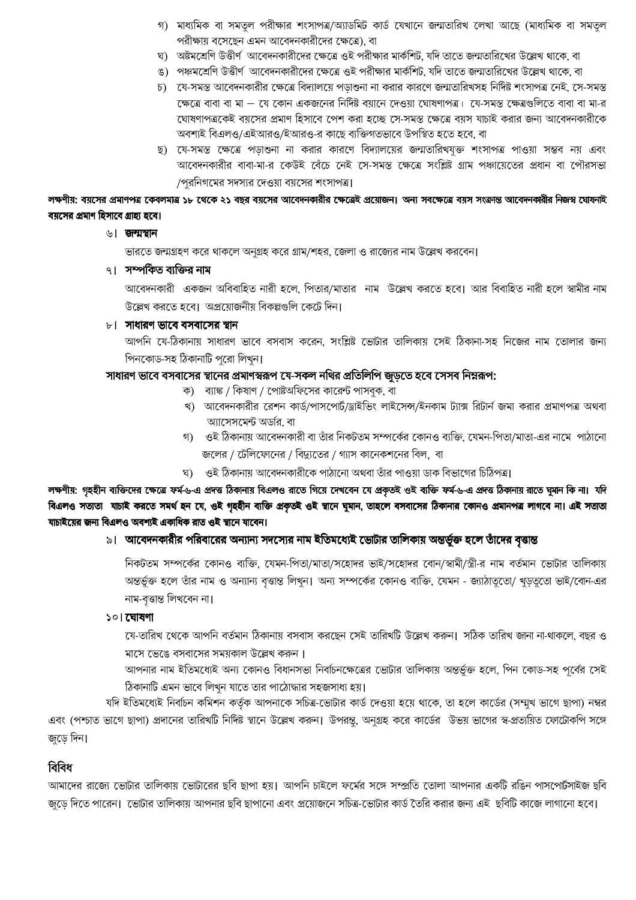গ) মাধ্যমিক বা সমতুল পরীক্ষার শংসাপত্র/অ্যাডমিট কার্ড যেখানে জন্মতারিখ লেখা আছে (মাধ্যমিক বা সমতুল পরীক্ষায় বসেছেন এমন আবেদনকারীদের ক্ষেত্রে), বা

ঘ) অষ্টমশ্রেণি উত্তীর্ণ আবেদনকারীদের ক্ষেত্রে ওই পরীক্ষার মার্কশিট, যদি তাতে জন্মতারিখের উল্লেখ থাকে, বা

ঙ) পঞ্চমশ্রেণি উত্তীর্ণ আবেদনকারীদের ক্ষেত্রে ওই পরীক্ষার মার্কশিট, যদি তাতে জন্মতারিখের উল্লেখ থাকে, বা

চ) যে-সমস্ত আবেদনকারীর ক্ষেত্রে বিদ্যালয়ে পড়াশুনা না করার কারণে জন্মতারিখসহ নির্দিষ্ট শংসাপত্র নেই, সে-সমস্ত ক্ষেত্রে বাবা বা মা – যে কোন একজনের নির্দিষ্ট বয়ানে দেওয়া ঘোষণাপত্র। যে-সমস্ত ক্ষেত্রগুলিতে বাবা বা মা-র ঘোষণাপত্রকেই বয়সের প্রমাণ হিসাবে পেশ করা হচ্ছে সে-সমস্ত ক্ষেত্রে বয়স যাচাই করার জন্য আবেদনকারীকে অবশ্যই বিএলও/এইআরও/ইআরও-র কাছে ব্যক্তিগতভাবে উপস্থিত হতে হবে, বা

ছ) যে-সমস্ত ক্ষেত্রে পড়াশুনা না করার কারণে বিদ্যালয়ের জন্মতারিখযুক্ত শংসাপত্র পাওয়া সম্ভব নয় এবং আবেদনকারীর বাবা-মা-র কেউই বেঁচে নেই সে-সমস্ত ক্ষেত্রে সংশ্লিষ্ট গ্রাম পঞ্চায়েতের প্রধান বা পৌরসভা /পুরনিগমের সদস্যর দেওয়া বয়সের শংসাপত্র।

**লক্ষণীয়: বয়সের প্রমাণপত্র কেবলমাত্র ১৮ থেকে ২১ বছর বয়সের আবেদনকারীর ক্ষেত্রেই প্রয়োজন। অন্য সবক্ষেত্রে বয়স সংক্রান্ত আবেদনকারীর নিজস্ব ঘোষনাই বয়সের প্রমাণ হিসাবে গ্রাহ্য হবে।**

### ৬। জন্মস্থান

ভারতে জন্মগ্রহণ করে থাকলে অনুগ্রহ করে গ্রাম/শহর, জেলা ও রাজ্যের নাম উল্লেখ করবেন।

### ৭। সম্পর্কিত ব্যক্তির নাম

আবেদনকারী একজন অবিবাহিত নারী হলে, পিতার/মাতার নাম উল্লেখ করতে হবে। আর বিবাহিত নারী হলে স্বামীর নাম উল্লেখ করতে হবে। অপ্রয়োজনীয় বিকল্পগুলি কেটে দিন।

### ৮। সাধারণ ভাবে বসবাসের স্থান

আপনি যে-ঠিকানায় সাধারণ ভাবে বসবাস করেন, সংশ্লিষ্ট ভোটার তালিকায় সেই ঠিকানা-সহ নিজের নাম তোলার জন্য পিনকোড-সহ ঠিকানাটি পুরো লিখুন।

**সাধারণ ভাবে বসবাসের স্থানের প্রমাণস্বরূপ যে-সকল নথির প্রতিলিপি জুড়তে হবে সেসব নিম্নরূপ:**

ক) ব্যাঙ্ক / কিষাণ / পোষ্টঅফিসের কারেন্ট পাসবুক, বা

খ) আবেদনকারীর রেশন কার্ড/পাসপোর্ট/ড্রাইভিং লাইসেন্স/ইনকাম ট্যাক্স রিটার্ন জমা করার প্রমাণপত্র অথবা অ্যাসেসমেন্ট অর্ডার, বা

গ) ওই ঠিকানায় আবেদনকারী বা তাঁর নিকটতম সম্পর্কের কোনও ব্যক্তি, যেমন-পিতা/মাতা-এর নামে পাঠানো জলের / টেলিফোনের / বিদ্যুতের / গ্যাস কানেকশনের বিল, বা

ঘ) ওই ঠিকানায় আবেদনকারীকে পাঠানো অথবা তাঁর পাওয়া ডাক বিভাগের চিঠিপত্র।

**লক্ষণীয়: গৃহহীন ব্যক্তিদের ক্ষেত্রে ফর্ম-৬-এ প্রদত্ত ঠিকানায় বিএলও রাতে গিয়ে দেখবেন যে প্রকৃতই ওই ব্যক্তি ফর্ম-৬-এ প্রদত্ত ঠিকানায় রাতে ঘুমান কি না। যদি বিএলও সত্যতা যাচাই করতে সমর্থ হন যে, ওই গৃহহীন ব্যক্তি প্রকৃতই ওই স্থানে ঘুমান, তাহলে বসবাসের ঠিকানার কোনও প্রমানপত্র লাগবে না। এই সত্যতা যাচাইয়ের জন্য বিএলও অবশ্যই একাধিক রাত ওই স্থানে যাবেন।**

### ৯। আবেদনকারীর পরিবারের অন্যান্য সদস্যের নাম ইতিমধ্যেই ভোটার তালিকায় অন্তর্ভুক্ত হলে তাঁদের বৃত্তান্ত

নিকটতম সম্পর্কের কোনও ব্যক্তি, যেমন-পিতা/মাতা/সহোদর ভাই/সহোদর বোন/স্বামী/স্ত্রী-র নাম বর্তমান ভোটার তালিকায় অন্তর্ভুক্ত হলে তাঁর নাম ও অন্যান্য বৃত্তান্ত লিখুন। অন্য সম্পর্কের কোনও ব্যক্তি, যেমন - জ্যাঠাতুতো/ খুড়তুতো ভাই/বোন-এর নাম-বৃত্তান্ত লিখবেন না।

### ১০। ঘোষণা

যে-তারিখ থেকে আপনি বর্তমান ঠিকানায় বসবাস করছেন সেই তারিখটি উল্লেখ করুন। সঠিক তারিখ জানা না-থাকলে, বছর ও মাসে ভেঙে বসবাসের সময়কাল উল্লেখ করুন।

আপনার নাম ইতিমধ্যেই অন্য কোনও বিধানসভা নির্বাচনক্ষেত্রের ভোটার তালিকায় অন্তর্ভুক্ত হলে, পিন কোড-সহ পূর্বের সেই ঠিকানাটি এমন ভাবে লিখুন যাতে তার পাঠোদ্ধার সহজসাধ্য হয়।

যদি ইতিমধ্যেই নির্বাচন কমিশন কর্তৃক আপনাকে সচিত্র-ভোটার কার্ড দেওয়া হয়ে থাকে, তা হলে কার্ডের (সম্মুখ ভাগে ছাপা) নম্বর এবং (পশ্চাত ভাগে ছাপা) প্রদানের তারিখটি নির্দিষ্ট স্থানে উল্লেখ করুন। উপরন্তু, অনুগ্রহ করে কার্ডের উভয় ভাগের স্ব-প্রত্যয়িত ফোটোকপি সঙ্গে জুড়ে দিন।

## বিবিধ

আমাদের রাজ্যে ভোটার তালিকায় ভোটারের ছবি ছাপা হয়। আপনি চাইলে ফর্মের সঙ্গে সম্প্রতি তোলা আপনার একটি রঙিন পাসপোর্টসাইজ ছবি জুড়ে দিতে পারেন। ভোটার তালিকায় আপনার ছবি ছাপানো এবং প্রয়োজনে সচিত্র-ভোটার কার্ড তৈরি করার জন্য এই ছবিটি কাজে লাগানো হবে।